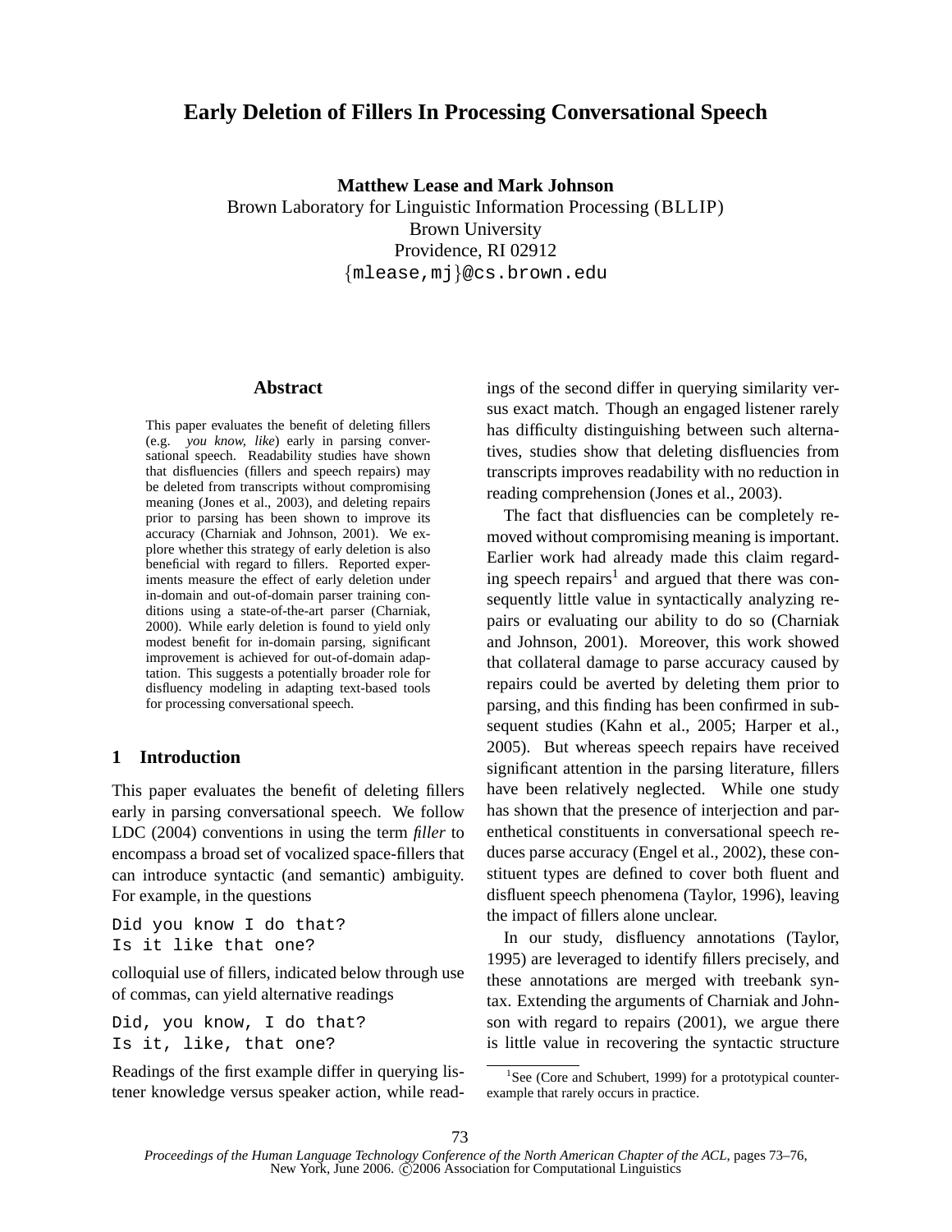# Early Deletion of Fillers In Processing Conversational Speech

**Matthew Lease and Mark Johnson**
Brown Laboratory for Linguistic Information Processing (BLLIP)
Brown University
Providence, RI 02912
{mlease,mj}@cs.brown.edu

## Abstract

This paper evaluates the benefit of deleting fillers (e.g. *you know, like*) early in parsing conversational speech. Readability studies have shown that disfluencies (fillers and speech repairs) may be deleted from transcripts without compromising meaning (Jones et al., 2003), and deleting repairs prior to parsing has been shown to improve its accuracy (Charniak and Johnson, 2001). We explore whether this strategy of early deletion is also beneficial with regard to fillers. Reported experiments measure the effect of early deletion under in-domain and out-of-domain parser training conditions using a state-of-the-art parser (Charniak, 2000). While early deletion is found to yield only modest benefit for in-domain parsing, significant improvement is achieved for out-of-domain adaptation. This suggests a potentially broader role for disfluency modeling in adapting text-based tools for processing conversational speech.

## 1 Introduction

This paper evaluates the benefit of deleting fillers early in parsing conversational speech. We follow LDC (2004) conventions in using the term *filler* to encompass a broad set of vocalized space-fillers that can introduce syntactic (and semantic) ambiguity. For example, in the questions

```
Did you know I do that?
Is it like that one?
```

colloquial use of fillers, indicated below through use of commas, can yield alternative readings

```
Did, you know, I do that?
Is it, like, that one?
```

Readings of the first example differ in querying listener knowledge versus speaker action, while readings of the second differ in querying similarity versus exact match. Though an engaged listener rarely has difficulty distinguishing between such alternatives, studies show that deleting disfluencies from transcripts improves readability with no reduction in reading comprehension (Jones et al., 2003).

The fact that disfluencies can be completely removed without compromising meaning is important. Earlier work had already made this claim regarding speech repairs[1] and argued that there was consequently little value in syntactically analyzing repairs or evaluating our ability to do so (Charniak and Johnson, 2001). Moreover, this work showed that collateral damage to parse accuracy caused by repairs could be averted by deleting them prior to parsing, and this finding has been confirmed in subsequent studies (Kahn et al., 2005; Harper et al., 2005). But whereas speech repairs have received significant attention in the parsing literature, fillers have been relatively neglected. While one study has shown that the presence of interjection and parenthetical constituents in conversational speech reduces parse accuracy (Engel et al., 2002), these constituent types are defined to cover both fluent and disfluent speech phenomena (Taylor, 1996), leaving the impact of fillers alone unclear.

In our study, disfluency annotations (Taylor, 1995) are leveraged to identify fillers precisely, and these annotations are merged with treebank syntax. Extending the arguments of Charniak and Johnson with regard to repairs (2001), we argue there is little value in recovering the syntactic structure

[1] See (Core and Schubert, 1999) for a prototypical counter-example that rarely occurs in practice.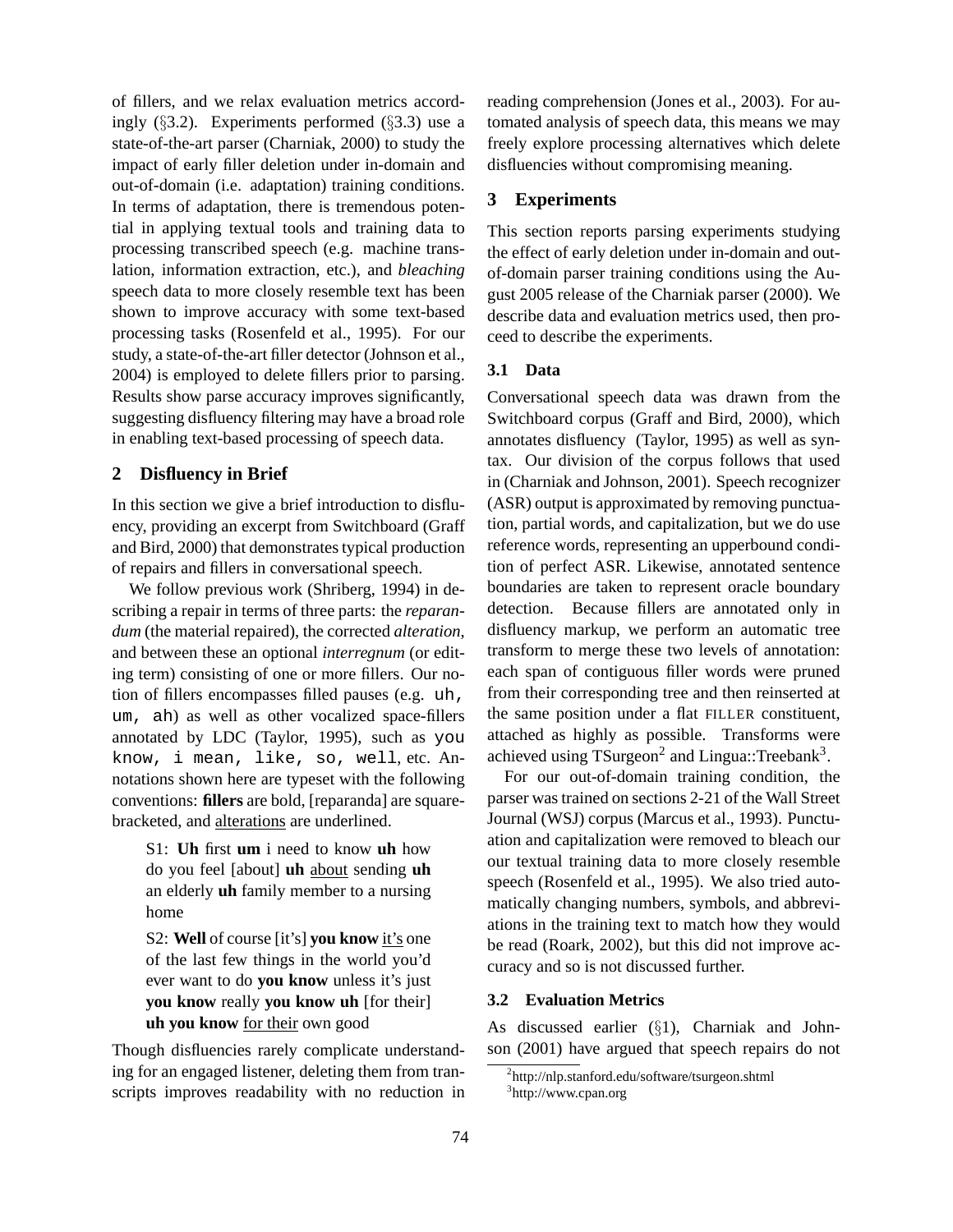of fillers, and we relax evaluation metrics accordingly (§3.2). Experiments performed (§3.3) use a state-of-the-art parser (Charniak, 2000) to study the impact of early filler deletion under in-domain and out-of-domain (i.e. adaptation) training conditions. In terms of adaptation, there is tremendous potential in applying textual tools and training data to processing transcribed speech (e.g. machine translation, information extraction, etc.), and *bleaching* speech data to more closely resemble text has been shown to improve accuracy with some text-based processing tasks (Rosenfeld et al., 1995). For our study, a state-of-the-art filler detector (Johnson et al., 2004) is employed to delete fillers prior to parsing. Results show parse accuracy improves significantly, suggesting disfluency filtering may have a broad role in enabling text-based processing of speech data.

## 2 Disfluency in Brief

In this section we give a brief introduction to disfluency, providing an excerpt from Switchboard (Graff and Bird, 2000) that demonstrates typical production of repairs and fillers in conversational speech.

We follow previous work (Shriberg, 1994) in describing a repair in terms of three parts: the *reparandum* (the material repaired), the corrected *alteration*, and between these an optional *interregnum* (or editing term) consisting of one or more fillers. Our notion of fillers encompasses filled pauses (e.g. `uh, um, ah`) as well as other vocalized space-fillers annotated by LDC (Taylor, 1995), such as `you know, i mean, like, so, well`, etc. Annotations shown here are typeset with the following conventions: **fillers** are bold, [reparanda] are square-bracketed, and <u>alterations</u> are underlined.

> S1: **Uh** first **um** i need to know **uh** how do you feel [about] **uh** <u>about</u> sending **uh** an elderly **uh** family member to a nursing home
>
> S2: **Well** of course [it's] **you know** <u>it's</u> one of the last few things in the world you'd ever want to do **you know** unless it's just **you know** really **you know uh** [for their] **uh you know** <u>for their</u> own good

Though disfluencies rarely complicate understanding for an engaged listener, deleting them from transcripts improves readability with no reduction in reading comprehension (Jones et al., 2003). For automated analysis of speech data, this means we may freely explore processing alternatives which delete disfluencies without compromising meaning.

## 3 Experiments

This section reports parsing experiments studying the effect of early deletion under in-domain and out-of-domain parser training conditions using the August 2005 release of the Charniak parser (2000). We describe data and evaluation metrics used, then proceed to describe the experiments.

### 3.1 Data

Conversational speech data was drawn from the Switchboard corpus (Graff and Bird, 2000), which annotates disfluency (Taylor, 1995) as well as syntax. Our division of the corpus follows that used in (Charniak and Johnson, 2001). Speech recognizer (ASR) output is approximated by removing punctuation, partial words, and capitalization, but we do use reference words, representing an upperbound condition of perfect ASR. Likewise, annotated sentence boundaries are taken to represent oracle boundary detection. Because fillers are annotated only in disfluency markup, we perform an automatic tree transform to merge these two levels of annotation: each span of contiguous filler words were pruned from their corresponding tree and then reinserted at the same position under a flat FILLER constituent, attached as highly as possible. Transforms were achieved using TSurgeon[2] and Lingua::Treebank[3].

For our out-of-domain training condition, the parser was trained on sections 2-21 of the Wall Street Journal (WSJ) corpus (Marcus et al., 1993). Punctuation and capitalization were removed to bleach our our textual training data to more closely resemble speech (Rosenfeld et al., 1995). We also tried automatically changing numbers, symbols, and abbreviations in the training text to match how they would be read (Roark, 2002), but this did not improve accuracy and so is not discussed further.

### 3.2 Evaluation Metrics

As discussed earlier (§1), Charniak and Johnson (2001) have argued that speech repairs do not

[2] http://nlp.stanford.edu/software/tsurgeon.shtml
[3] http://www.cpan.org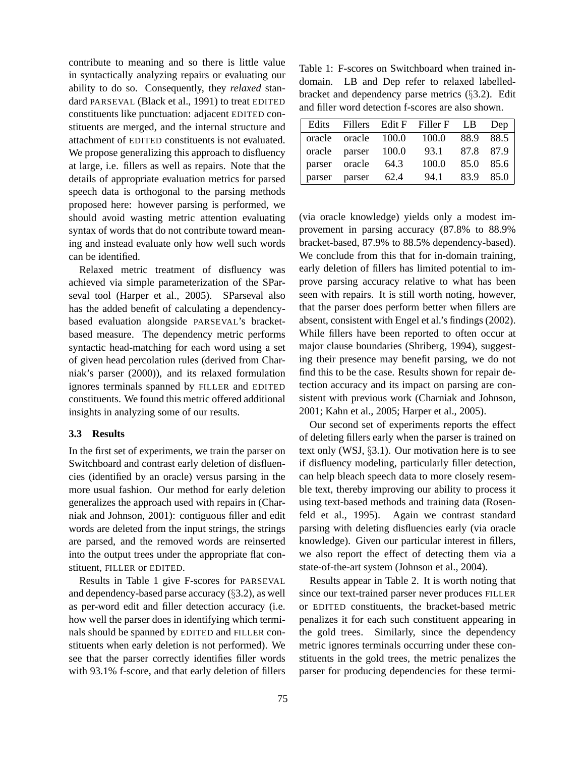contribute to meaning and so there is little value in syntactically analyzing repairs or evaluating our ability to do so. Consequently, they *relaxed* standard PARSEVAL (Black et al., 1991) to treat EDITED constituents like punctuation: adjacent EDITED constituents are merged, and the internal structure and attachment of EDITED constituents is not evaluated. We propose generalizing this approach to disfluency at large, i.e. fillers as well as repairs. Note that the details of appropriate evaluation metrics for parsed speech data is orthogonal to the parsing methods proposed here: however parsing is performed, we should avoid wasting metric attention evaluating syntax of words that do not contribute toward meaning and instead evaluate only how well such words can be identified.

Relaxed metric treatment of disfluency was achieved via simple parameterization of the SParseval tool (Harper et al., 2005). SParseval also has the added benefit of calculating a dependency-based evaluation alongside PARSEVAL's bracket-based measure. The dependency metric performs syntactic head-matching for each word using a set of given head percolation rules (derived from Charniak's parser (2000)), and its relaxed formulation ignores terminals spanned by FILLER and EDITED constituents. We found this metric offered additional insights in analyzing some of our results.

### 3.3 Results

In the first set of experiments, we train the parser on Switchboard and contrast early deletion of disfluencies (identified by an oracle) versus parsing in the more usual fashion. Our method for early deletion generalizes the approach used with repairs in (Charniak and Johnson, 2001): contiguous filler and edit words are deleted from the input strings, the strings are parsed, and the removed words are reinserted into the output trees under the appropriate flat constituent, FILLER or EDITED.

Results in Table 1 give F-scores for PARSEVAL and dependency-based parse accuracy (§3.2), as well as per-word edit and filler detection accuracy (i.e. how well the parser does in identifying which terminals should be spanned by EDITED and FILLER constituents when early deletion is not performed). We see that the parser correctly identifies filler words with 93.1% f-score, and that early deletion of fillers

Table 1: F-scores on Switchboard when trained in-domain. LB and Dep refer to relaxed labelled-bracket and dependency parse metrics (§3.2). Edit and filler word detection f-scores are also shown.

| Edits | Fillers | Edit F | Filler F | LB | Dep |
|---|---|---|---|---|---|
| oracle | oracle | 100.0 | 100.0 | 88.9 | 88.5 |
| oracle | parser | 100.0 | 93.1 | 87.8 | 87.9 |
| parser | oracle | 64.3 | 100.0 | 85.0 | 85.6 |
| parser | parser | 62.4 | 94.1 | 83.9 | 85.0 |

(via oracle knowledge) yields only a modest improvement in parsing accuracy (87.8% to 88.9% bracket-based, 87.9% to 88.5% dependency-based). We conclude from this that for in-domain training, early deletion of fillers has limited potential to improve parsing accuracy relative to what has been seen with repairs. It is still worth noting, however, that the parser does perform better when fillers are absent, consistent with Engel et al.'s findings (2002). While fillers have been reported to often occur at major clause boundaries (Shriberg, 1994), suggesting their presence may benefit parsing, we do not find this to be the case. Results shown for repair detection accuracy and its impact on parsing are consistent with previous work (Charniak and Johnson, 2001; Kahn et al., 2005; Harper et al., 2005).

Our second set of experiments reports the effect of deleting fillers early when the parser is trained on text only (WSJ, §3.1). Our motivation here is to see if disfluency modeling, particularly filler detection, can help bleach speech data to more closely resemble text, thereby improving our ability to process it using text-based methods and training data (Rosenfeld et al., 1995). Again we contrast standard parsing with deleting disfluencies early (via oracle knowledge). Given our particular interest in fillers, we also report the effect of detecting them via a state-of-the-art system (Johnson et al., 2004).

Results appear in Table 2. It is worth noting that since our text-trained parser never produces FILLER or EDITED constituents, the bracket-based metric penalizes it for each such constituent appearing in the gold trees. Similarly, since the dependency metric ignores terminals occurring under these constituents in the gold trees, the metric penalizes the parser for producing dependencies for these termi-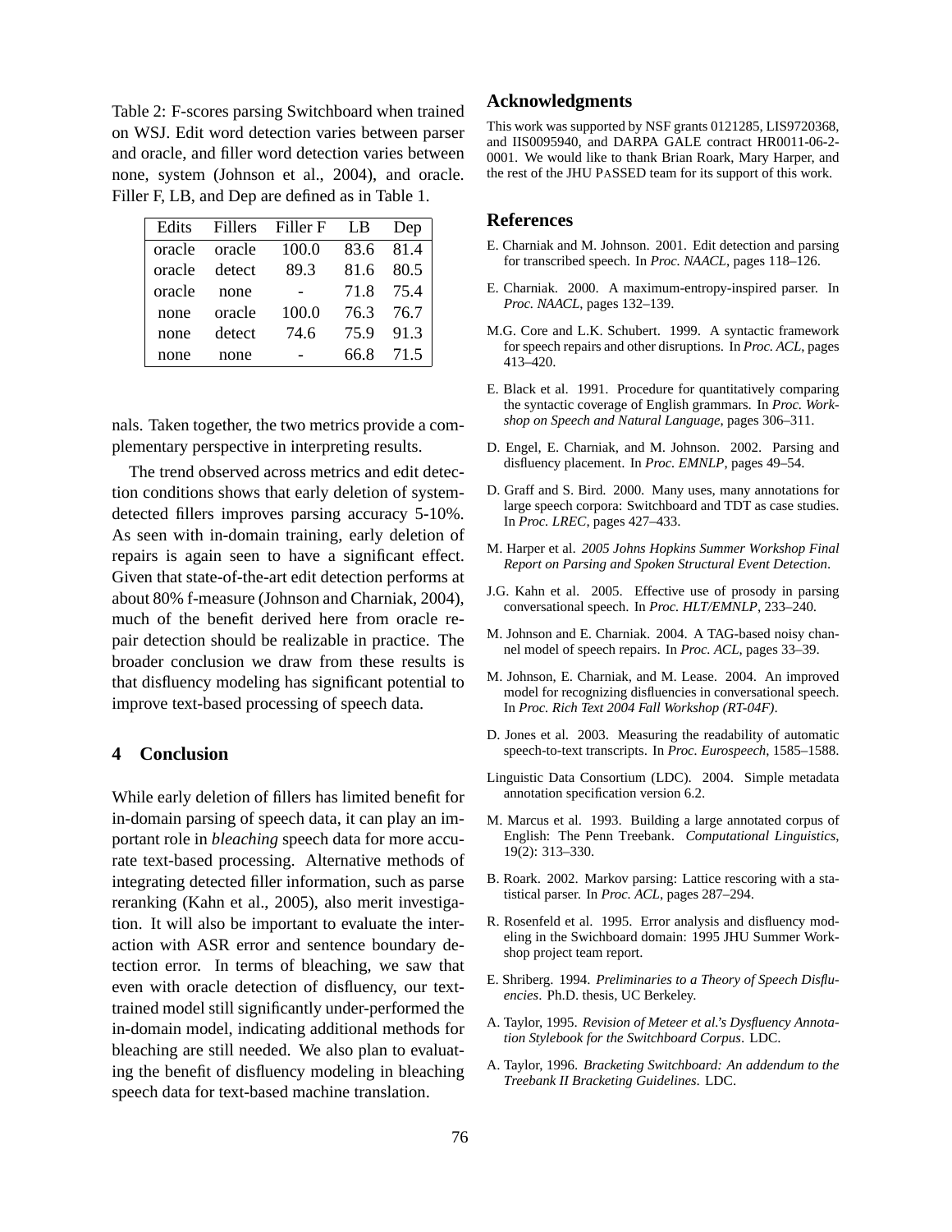Table 2: F-scores parsing Switchboard when trained on WSJ. Edit word detection varies between parser and oracle, and filler word detection varies between none, system (Johnson et al., 2004), and oracle. Filler F, LB, and Dep are defined as in Table 1.

| Edits | Fillers | Filler F | LB | Dep |
|---|---|---|---|---|
| oracle | oracle | 100.0 | 83.6 | 81.4 |
| oracle | detect | 89.3 | 81.6 | 80.5 |
| oracle | none | - | 71.8 | 75.4 |
| none | oracle | 100.0 | 76.3 | 76.7 |
| none | detect | 74.6 | 75.9 | 91.3 |
| none | none | - | 66.8 | 71.5 |

nals. Taken together, the two metrics provide a complementary perspective in interpreting results.

The trend observed across metrics and edit detection conditions shows that early deletion of system-detected fillers improves parsing accuracy 5-10%. As seen with in-domain training, early deletion of repairs is again seen to have a significant effect. Given that state-of-the-art edit detection performs at about 80% f-measure (Johnson and Charniak, 2004), much of the benefit derived here from oracle repair detection should be realizable in practice. The broader conclusion we draw from these results is that disfluency modeling has significant potential to improve text-based processing of speech data.

## 4 Conclusion

While early deletion of fillers has limited benefit for in-domain parsing of speech data, it can play an important role in *bleaching* speech data for more accurate text-based processing. Alternative methods of integrating detected filler information, such as parse reranking (Kahn et al., 2005), also merit investigation. It will also be important to evaluate the interaction with ASR error and sentence boundary detection error. In terms of bleaching, we saw that even with oracle detection of disfluency, our text-trained model still significantly under-performed the in-domain model, indicating additional methods for bleaching are still needed. We also plan to evaluating the benefit of disfluency modeling in bleaching speech data for text-based machine translation.

## Acknowledgments

This work was supported by NSF grants 0121285, LIS9720368, and IIS0095940, and DARPA GALE contract HR0011-06-2-0001. We would like to thank Brian Roark, Mary Harper, and the rest of the JHU PASSED team for its support of this work.

## References

E. Charniak and M. Johnson. 2001. Edit detection and parsing for transcribed speech. In *Proc. NAACL*, pages 118–126.

E. Charniak. 2000. A maximum-entropy-inspired parser. In *Proc. NAACL*, pages 132–139.

M.G. Core and L.K. Schubert. 1999. A syntactic framework for speech repairs and other disruptions. In *Proc. ACL*, pages 413–420.

E. Black et al. 1991. Procedure for quantitatively comparing the syntactic coverage of English grammars. In *Proc. Workshop on Speech and Natural Language*, pages 306–311.

D. Engel, E. Charniak, and M. Johnson. 2002. Parsing and disfluency placement. In *Proc. EMNLP*, pages 49–54.

D. Graff and S. Bird. 2000. Many uses, many annotations for large speech corpora: Switchboard and TDT as case studies. In *Proc. LREC*, pages 427–433.

M. Harper et al. *2005 Johns Hopkins Summer Workshop Final Report on Parsing and Spoken Structural Event Detection*.

J.G. Kahn et al. 2005. Effective use of prosody in parsing conversational speech. In *Proc. HLT/EMNLP*, 233–240.

M. Johnson and E. Charniak. 2004. A TAG-based noisy channel model of speech repairs. In *Proc. ACL*, pages 33–39.

M. Johnson, E. Charniak, and M. Lease. 2004. An improved model for recognizing disfluencies in conversational speech. In *Proc. Rich Text 2004 Fall Workshop (RT-04F)*.

D. Jones et al. 2003. Measuring the readability of automatic speech-to-text transcripts. In *Proc. Eurospeech*, 1585–1588.

Linguistic Data Consortium (LDC). 2004. Simple metadata annotation specification version 6.2.

M. Marcus et al. 1993. Building a large annotated corpus of English: The Penn Treebank. *Computational Linguistics*, 19(2): 313–330.

B. Roark. 2002. Markov parsing: Lattice rescoring with a statistical parser. In *Proc. ACL*, pages 287–294.

R. Rosenfeld et al. 1995. Error analysis and disfluency modeling in the Swichboard domain: 1995 JHU Summer Workshop project team report.

E. Shriberg. 1994. *Preliminaries to a Theory of Speech Disfluencies*. Ph.D. thesis, UC Berkeley.

A. Taylor, 1995. *Revision of Meteer et al.'s Dysfluency Annotation Stylebook for the Switchboard Corpus*. LDC.

A. Taylor, 1996. *Bracketing Switchboard: An addendum to the Treebank II Bracketing Guidelines*. LDC.